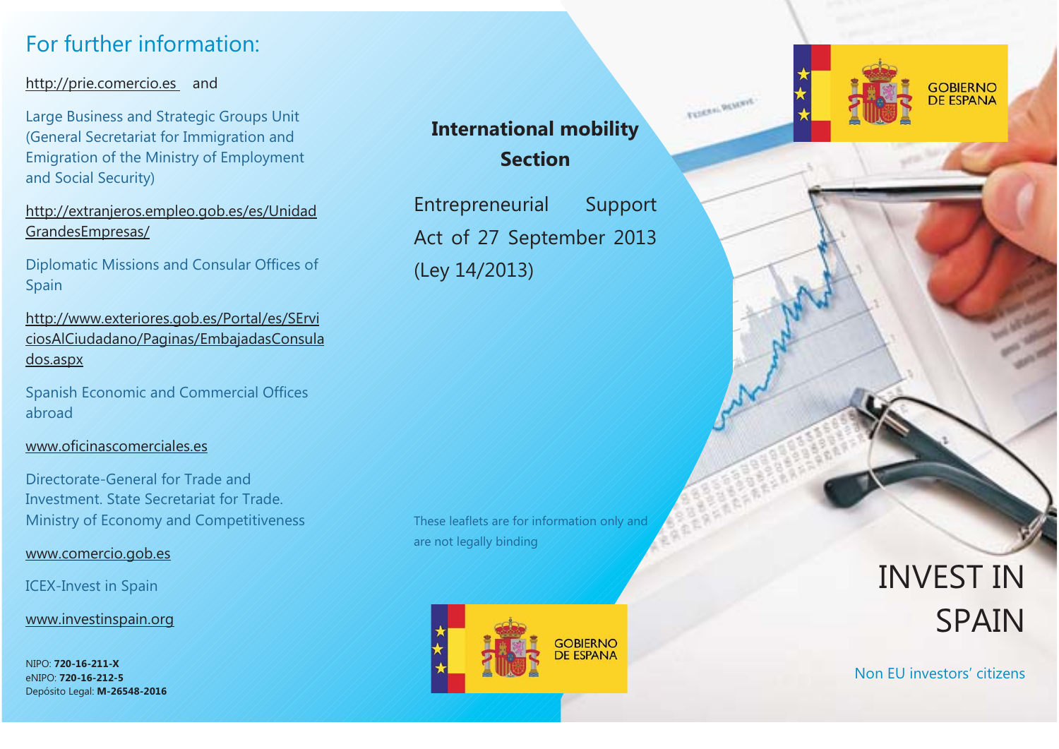## For further information:

http://prie.comercio.es and

Large Business and Strategic Groups Unit (General Secretariat for Immigration and Emigration of the Ministry of Employment and Social Security)

http://extranjeros.empleo.gob.es/es/UnidadGrandesEmpresas/

Diplomatic Missions and Consular Offices of Spain

http://www.exteriores.gob.es/Portal/es/SErviciosAlCiudadano/Paginas/EmbajadasConsulados.aspx

Spanish Economic and Commercial Offices abroad

www.oficinascomerciales.es

Directorate-General for Trade and Investment. State Secretariat for Trade. Ministry of Economy and Competitiveness

www.comercio.gob.es

ICEX-Invest in Spain

www.investinspain.org

NIPO: **720-16-211-X**
eNIPO: **720-16-212-5**
Depósito Legal: **M-26548-2016**

## International mobility Section

Entrepreneurial Support Act of 27 September 2013 (Ley 14/2013)

These leaflets are for information only and are not legally binding

GOBIERNO DE ESPANA

GOBIERNO DE ESPANA

# INVEST IN SPAIN

Non EU investors' citizens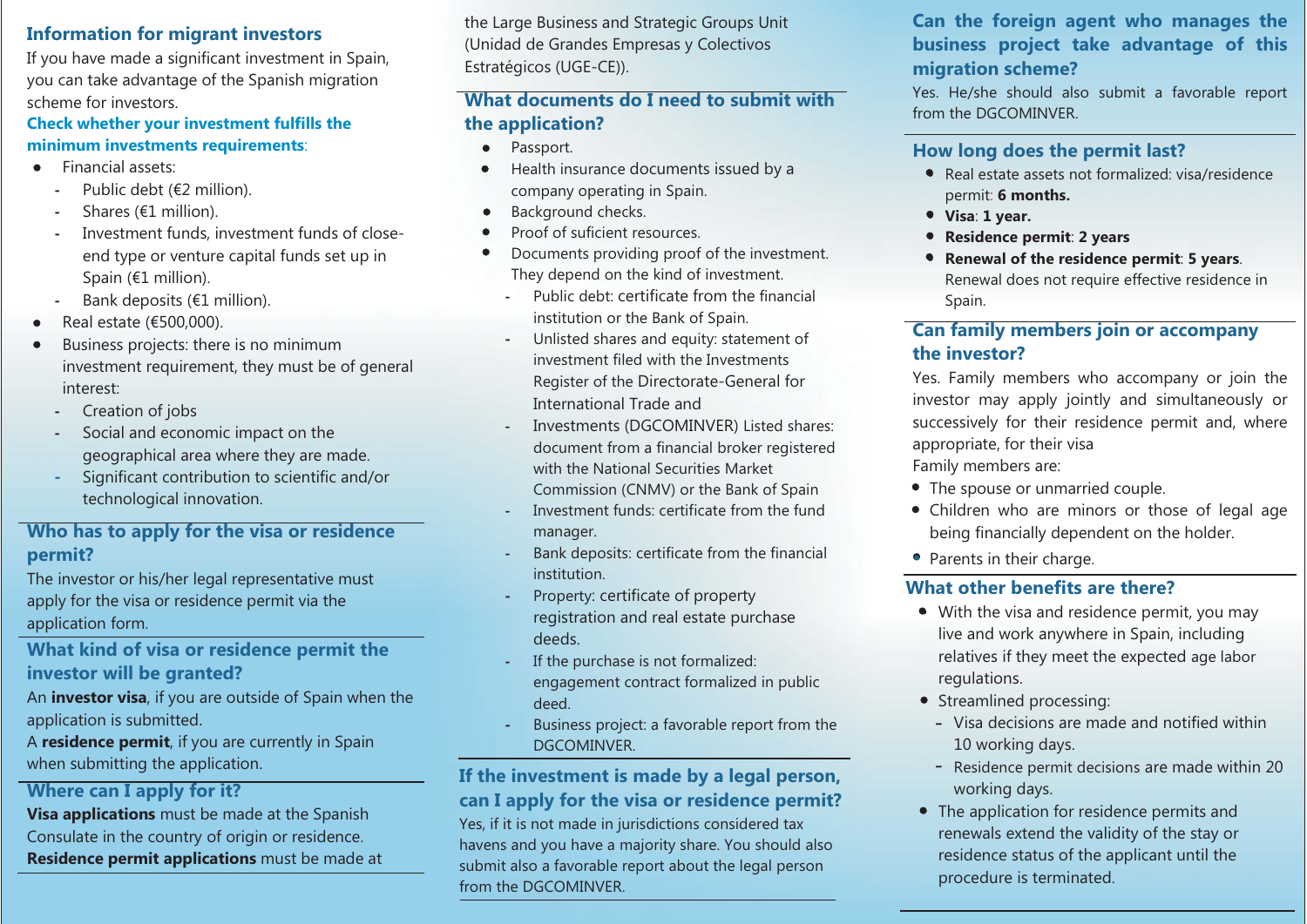## Information for migrant investors

If you have made a significant investment in Spain, you can take advantage of the Spanish migration scheme for investors.

**Check whether your investment fulfills the minimum investments requirements**:

- Financial assets:
  - Public debt (€2 million).
  - Shares (€1 million).
  - Investment funds, investment funds of close-end type or venture capital funds set up in Spain (€1 million).
  - Bank deposits (€1 million).
- Real estate (€500,000).
- Business projects: there is no minimum investment requirement, they must be of general interest:
  - Creation of jobs
  - Social and economic impact on the geographical area where they are made.
  - Significant contribution to scientific and/or technological innovation.

## Who has to apply for the visa or residence permit?

The investor or his/her legal representative must apply for the visa or residence permit via the application form.

## What kind of visa or residence permit the investor will be granted?

An **investor visa**, if you are outside of Spain when the application is submitted.

A **residence permit**, if you are currently in Spain when submitting the application.

## Where can I apply for it?

**Visa applications** must be made at the Spanish Consulate in the country of origin or residence.

**Residence permit applications** must be made at the Large Business and Strategic Groups Unit (Unidad de Grandes Empresas y Colectivos Estratégicos (UGE-CE)).

## What documents do I need to submit with the application?

- Passport.
- Health insurance documents issued by a company operating in Spain.
- Background checks.
- Proof of suficient resources.
- Documents providing proof of the investment. They depend on the kind of investment.
  - Public debt: certificate from the financial institution or the Bank of Spain.
  - Unlisted shares and equity: statement of investment filed with the Investments Register of the Directorate-General for International Trade and
  - Investments (DGCOMINVER) Listed shares: document from a financial broker registered with the National Securities Market Commission (CNMV) or the Bank of Spain
  - Investment funds: certificate from the fund manager.
  - Bank deposits: certificate from the financial institution.
  - Property: certificate of property registration and real estate purchase deeds.
  - If the purchase is not formalized: engagement contract formalized in public deed.
  - Business project: a favorable report from the DGCOMINVER.

## If the investment is made by a legal person, can I apply for the visa or residence permit?

Yes, if it is not made in jurisdictions considered tax havens and you have a majority share. You should also submit also a favorable report about the legal person from the DGCOMINVER.

## Can the foreign agent who manages the business project take advantage of this migration scheme?

Yes. He/she should also submit a favorable report from the DGCOMINVER.

## How long does the permit last?

- Real estate assets not formalized: visa/residence permit: **6 months.**
- **Visa**: **1 year.**
- **Residence permit**: **2 years**
- **Renewal of the residence permit**: **5 years**. Renewal does not require effective residence in Spain.

## Can family members join or accompany the investor?

Yes. Family members who accompany or join the investor may apply jointly and simultaneously or successively for their residence permit and, where appropriate, for their visa

Family members are:

- The spouse or unmarried couple.
- Children who are minors or those of legal age being financially dependent on the holder.
- Parents in their charge.

## What other benefits are there?

- With the visa and residence permit, you may live and work anywhere in Spain, including relatives if they meet the expected age labor regulations.
- Streamlined processing:
  - Visa decisions are made and notified within 10 working days.
  - Residence permit decisions are made within 20 working days.
- The application for residence permits and renewals extend the validity of the stay or residence status of the applicant until the procedure is terminated.